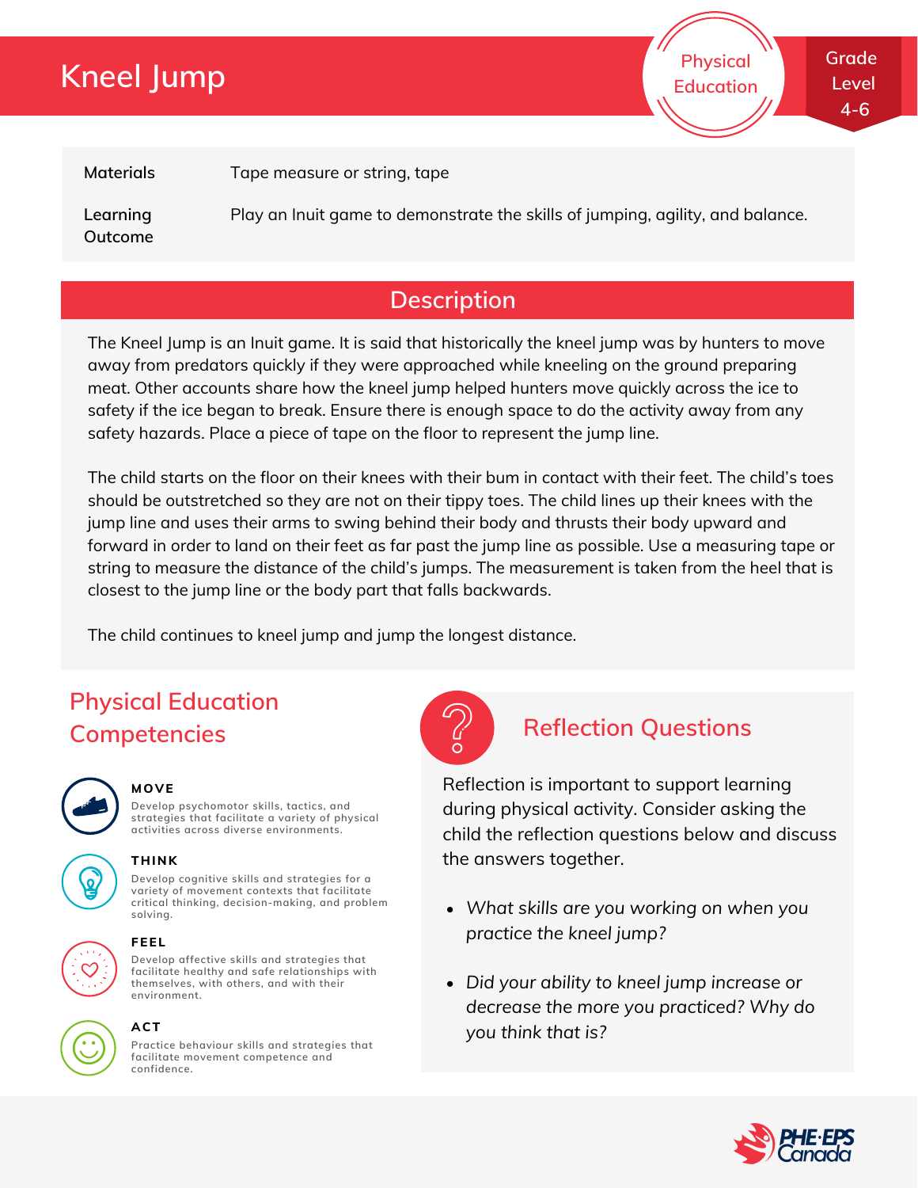# Kneel Jump

Physical Education

Grade Level 4-6

| | |
|---|---|
| **Materials** | Tape measure or string, tape |
| **Learning Outcome** | Play an Inuit game to demonstrate the skills of jumping, agility, and balance. |

## Description

The Kneel Jump is an Inuit game. It is said that historically the kneel jump was by hunters to move away from predators quickly if they were approached while kneeling on the ground preparing meat. Other accounts share how the kneel jump helped hunters move quickly across the ice to safety if the ice began to break. Ensure there is enough space to do the activity away from any safety hazards. Place a piece of tape on the floor to represent the jump line.

The child starts on the floor on their knees with their bum in contact with their feet. The child's toes should be outstretched so they are not on their tippy toes. The child lines up their knees with the jump line and uses their arms to swing behind their body and thrusts their body upward and forward in order to land on their feet as far past the jump line as possible. Use a measuring tape or string to measure the distance of the child's jumps. The measurement is taken from the heel that is closest to the jump line or the body part that falls backwards.

The child continues to kneel jump and jump the longest distance.

## Physical Education Competencies

**MOVE**
Develop psychomotor skills, tactics, and strategies that facilitate a variety of physical activities across diverse environments.

**THINK**
Develop cognitive skills and strategies for a variety of movement contexts that facilitate critical thinking, decision-making, and problem solving.

**FEEL**
Develop affective skills and strategies that facilitate healthy and safe relationships with themselves, with others, and with their environment.

**ACT**
Practice behaviour skills and strategies that facilitate movement competence and confidence.

## Reflection Questions

Reflection is important to support learning during physical activity. Consider asking the child the reflection questions below and discuss the answers together.

- *What skills are you working on when you practice the kneel jump?*
- *Did your ability to kneel jump increase or decrease the more you practiced? Why do you think that is?*

PHE·EPS Canada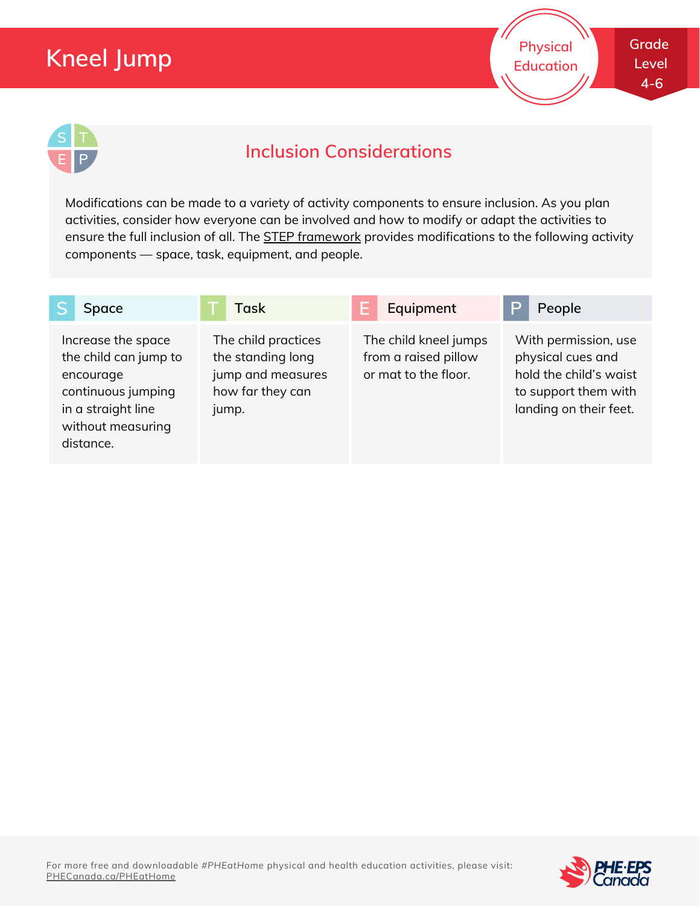# Kneel Jump

Physical Education

Grade Level 4-6

## Inclusion Considerations

Modifications can be made to a variety of activity components to ensure inclusion. As you plan activities, consider how everyone can be involved and how to modify or adapt the activities to ensure the full inclusion of all. The STEP framework provides modifications to the following activity components — space, task, equipment, and people.

| S Space | T Task | E Equipment | P People |
|---|---|---|---|
| Increase the space the child can jump to encourage continuous jumping in a straight line without measuring distance. | The child practices the standing long jump and measures how far they can jump. | The child kneel jumps from a raised pillow or mat to the floor. | With permission, use physical cues and hold the child's waist to support them with landing on their feet. |

For more free and downloadable *#PHEatHome* physical and health education activities, please visit: PHECanada.ca/PHEatHome